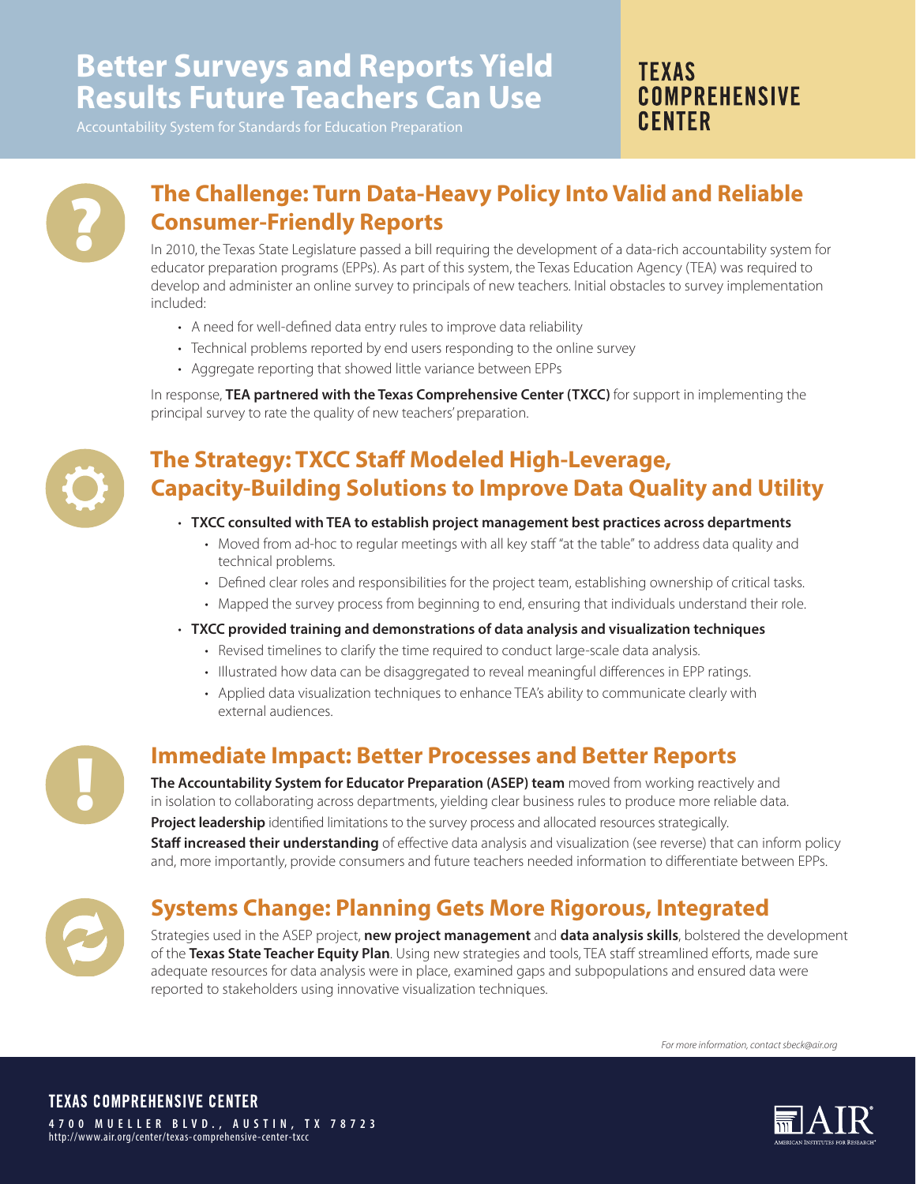# Better Surveys and Reports Yield Results Future Teachers Can Use

Accountability System for Standards for Education Preparation

**TEXAS COMPREHENSIVE CENTER**

## The Challenge: Turn Data-Heavy Policy Into Valid and Reliable Consumer-Friendly Reports

In 2010, the Texas State Legislature passed a bill requiring the development of a data-rich accountability system for educator preparation programs (EPPs). As part of this system, the Texas Education Agency (TEA) was required to develop and administer an online survey to principals of new teachers. Initial obstacles to survey implementation included:

- A need for well-defined data entry rules to improve data reliability
- Technical problems reported by end users responding to the online survey
- Aggregate reporting that showed little variance between EPPs

In response, **TEA partnered with the Texas Comprehensive Center (TXCC)** for support in implementing the principal survey to rate the quality of new teachers' preparation.

## The Strategy: TXCC Staff Modeled High-Leverage, Capacity-Building Solutions to Improve Data Quality and Utility

- **TXCC consulted with TEA to establish project management best practices across departments**
  - Moved from ad-hoc to regular meetings with all key staff "at the table" to address data quality and technical problems.
  - Defined clear roles and responsibilities for the project team, establishing ownership of critical tasks.
  - Mapped the survey process from beginning to end, ensuring that individuals understand their role.
- **TXCC provided training and demonstrations of data analysis and visualization techniques**
  - Revised timelines to clarify the time required to conduct large-scale data analysis.
  - Illustrated how data can be disaggregated to reveal meaningful differences in EPP ratings.
  - Applied data visualization techniques to enhance TEA's ability to communicate clearly with external audiences.

## Immediate Impact: Better Processes and Better Reports

**The Accountability System for Educator Preparation (ASEP) team** moved from working reactively and in isolation to collaborating across departments, yielding clear business rules to produce more reliable data.

**Project leadership** identified limitations to the survey process and allocated resources strategically.

**Staff increased their understanding** of effective data analysis and visualization (see reverse) that can inform policy and, more importantly, provide consumers and future teachers needed information to differentiate between EPPs.

## Systems Change: Planning Gets More Rigorous, Integrated

Strategies used in the ASEP project, **new project management** and **data analysis skills**, bolstered the development of the **Texas State Teacher Equity Plan**. Using new strategies and tools, TEA staff streamlined efforts, made sure adequate resources for data analysis were in place, examined gaps and subpopulations and ensured data were reported to stakeholders using innovative visualization techniques.

*For more information, contact sbeck@air.org*

**TEXAS COMPREHENSIVE CENTER**
4700 MUELLER BLVD., AUSTIN, TX 78723
http://www.air.org/center/texas-comprehensive-center-txcc

AIR American Institutes for Research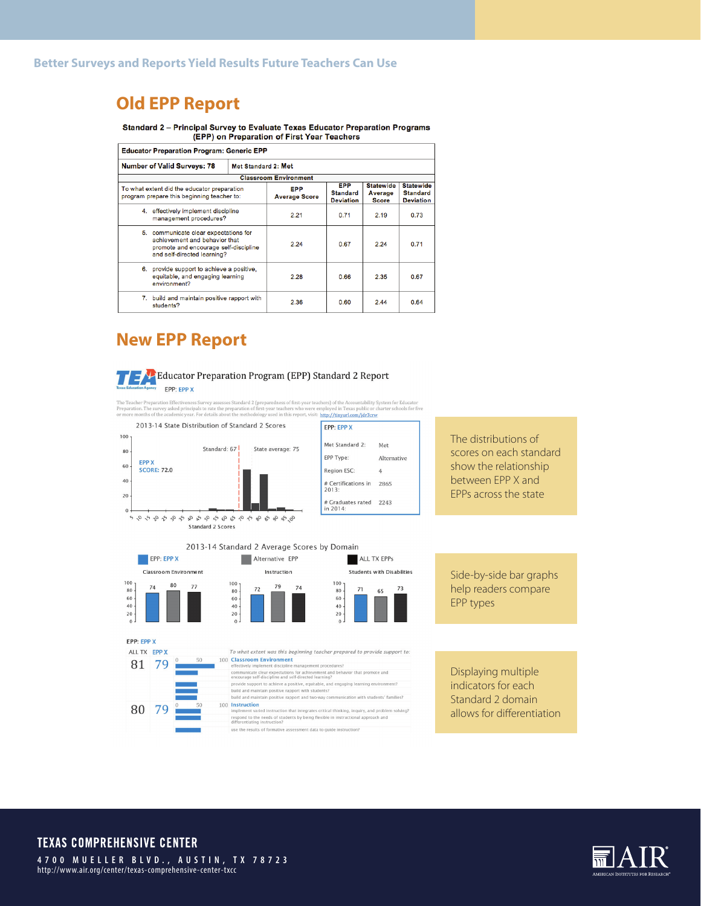Better Surveys and Reports Yield Results Future Teachers Can Use

## Old EPP Report

**Standard 2 – Principal Survey to Evaluate Texas Educator Preparation Programs (EPP) on Preparation of First Year Teachers**

| Educator Preparation Program: Generic EPP | | | | |
|---|---|---|---|---|
| Number of Valid Surveys: 78 | Met Standard 2: Met | | | |
| Classroom Environment | | | | |
| To what extent did the educator preparation program prepare this beginning teacher to: | EPP Average Score | EPP Standard Deviation | Statewide Average Score | Statewide Standard Deviation |
| 4. effectively implement discipline management procedures? | 2.21 | 0.71 | 2.19 | 0.73 |
| 5. communicate clear expectations for achievement and behavior that promote and encourage self-discipline and self-directed learning? | 2.24 | 0.67 | 2.24 | 0.71 |
| 6. provide support to achieve a positive, equitable, and engaging learning environment? | 2.28 | 0.66 | 2.35 | 0.67 |
| 7. build and maintain positive rapport with students? | 2.36 | 0.60 | 2.44 | 0.64 |

## New EPP Report

TEA Texas Education Agency

Educator Preparation Program (EPP) Standard 2 Report

EPP: EPP X

The Teacher Preparation Effectiveness Survey assesses Standard 2 (preparedness of first-year teachers) of the Accountability System for Educator Preparation. The survey asked principals to rate the preparation of first-year teachers who were employed in Texas public or charter schools for five or more months of the academic year. For details about the methodology used in this report, visit: http://tinyurl.com/jdr3crw

2013-14 State Distribution of Standard 2 Scores

Standard: 67

State average: 75

EPP X SCORE: 72.0

Standard 2 Scores

EPP: EPP X

Met Standard 2: Met

EPP Type: Alternative

Region ESC: 4

# Certifications in 2013: 2865

# Graduates rated in 2014: 2243

The distributions of scores on each standard show the relationship between EPP X and EPPs across the state

2013-14 Standard 2 Average Scores by Domain

EPP: EPP X | Alternative EPP | ALL TX EPPs

Classroom Environment: 74, 80, 77

Instruction: 72, 79, 74

Students with Disabilities: 71, 65, 73

Side-by-side bar graphs help readers compare EPP types

EPP: EPP X

ALL TX | EPP X

*To what extent was this beginning teacher prepared to provide support to:*

81 | 79 — Classroom Environment
- effectively implement discipline management procedures?
- communicate clear expectations for achievement and behavior that promote and encourage self-discipline and self-directed learning?
- provide support to achieve a positive, equitable, and engaging learning environment?
- build and maintain positive rapport with students?
- build and maintain positive rapport and two-way communication with students' families?

80 | 79 — Instruction
- implement varied instruction that integrates critical thinking, inquiry, and problem solving?
- respond to the needs of students by being flexible in instructional approach and differentiating instruction?
- use the results of formative assessment data to guide instruction?

Displaying multiple indicators for each Standard 2 domain allows for differentiation

**TEXAS COMPREHENSIVE CENTER**

4700 MUELLER BLVD., AUSTIN, TX 78723

http://www.air.org/center/texas-comprehensive-center-txcc

AIR AMERICAN INSTITUTES FOR RESEARCH